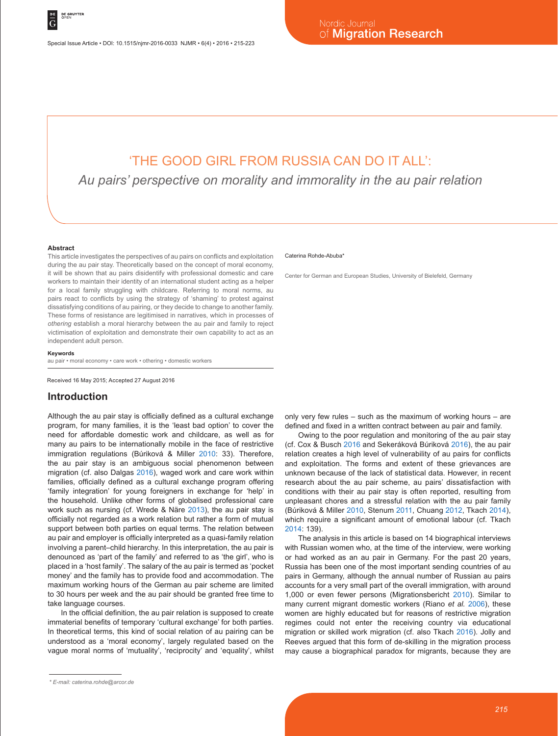# 'THE GOOD GIRL FROM RUSSIA CAN DO IT ALL':

*Au pairs' perspective on morality and immorality in the au pair relation*

Caterina Rohde-Abuba*

Center for German and European Studies, University of Bielefeld, Germany

### Abstract

This article investigates the perspectives of au pairs on conflicts and exploitation during the au pair stay. Theoretically based on the concept of moral economy, it will be shown that au pairs disidentify with professional domestic and care workers to maintain their identity of an international student acting as a helper for a local family struggling with childcare. Referring to moral norms, au pairs react to conflicts by using the strategy of 'shaming' to protest against dissatisfying conditions of au pairing, or they decide to change to another family. These forms of resistance are legitimised in narratives, which in processes of *othering* establish a moral hierarchy between the au pair and family to reject victimisation of exploitation and demonstrate their own capability to act as an independent adult person.

### Keywords

au pair • moral economy • care work • othering • domestic workers

Received 16 May 2015; Accepted 27 August 2016

## Introduction

Although the au pair stay is officially defined as a cultural exchange program, for many families, it is the 'least bad option' to cover the need for affordable domestic work and childcare, as well as for many au pairs to be internationally mobile in the face of restrictive immigration regulations (Búriková & Miller 2010: 33). Therefore, the au pair stay is an ambiguous social phenomenon between migration (cf. also Dalgas 2016), waged work and care work within families, officially defined as a cultural exchange program offering 'family integration' for young foreigners in exchange for 'help' in the household. Unlike other forms of globalised professional care work such as nursing (cf. Wrede & Näre 2013), the au pair stay is officially not regarded as a work relation but rather a form of mutual support between both parties on equal terms. The relation between au pair and employer is officially interpreted as a quasi-family relation involving a parent–child hierarchy. In this interpretation, the au pair is denounced as 'part of the family' and referred to as 'the girl', who is placed in a 'host family'. The salary of the au pair is termed as 'pocket money' and the family has to provide food and accommodation. The maximum working hours of the German au pair scheme are limited to 30 hours per week and the au pair should be granted free time to take language courses.

In the official definition, the au pair relation is supposed to create immaterial benefits of temporary 'cultural exchange' for both parties. In theoretical terms, this kind of social relation of au pairing can be understood as a 'moral economy', largely regulated based on the vague moral norms of 'mutuality', 'reciprocity' and 'equality', whilst only very few rules – such as the maximum of working hours – are defined and fixed in a written contract between au pair and family.

Owing to the poor regulation and monitoring of the au pair stay (cf. Cox & Busch 2016 and Sekeráková Búriková 2016), the au pair relation creates a high level of vulnerability of au pairs for conflicts and exploitation. The forms and extent of these grievances are unknown because of the lack of statistical data. However, in recent research about the au pair scheme, au pairs' dissatisfaction with conditions with their au pair stay is often reported, resulting from unpleasant chores and a stressful relation with the au pair family (Búriková & Miller 2010, Stenum 2011, Chuang 2012, Tkach 2014), which require a significant amount of emotional labour (cf. Tkach 2014: 139).

The analysis in this article is based on 14 biographical interviews with Russian women who, at the time of the interview, were working or had worked as an au pair in Germany. For the past 20 years, Russia has been one of the most important sending countries of au pairs in Germany, although the annual number of Russian au pairs accounts for a very small part of the overall immigration, with around 1,000 or even fewer persons (Migrationsbericht 2010). Similar to many current migrant domestic workers (Riano *et al.* 2006), these women are highly educated but for reasons of restrictive migration regimes could not enter the receiving country via educational migration or skilled work migration (cf. also Tkach 2016). Jolly and Reeves argued that this form of de-skilling in the migration process may cause a biographical paradox for migrants, because they are

\* E-mail: caterina.rohde@arcor.de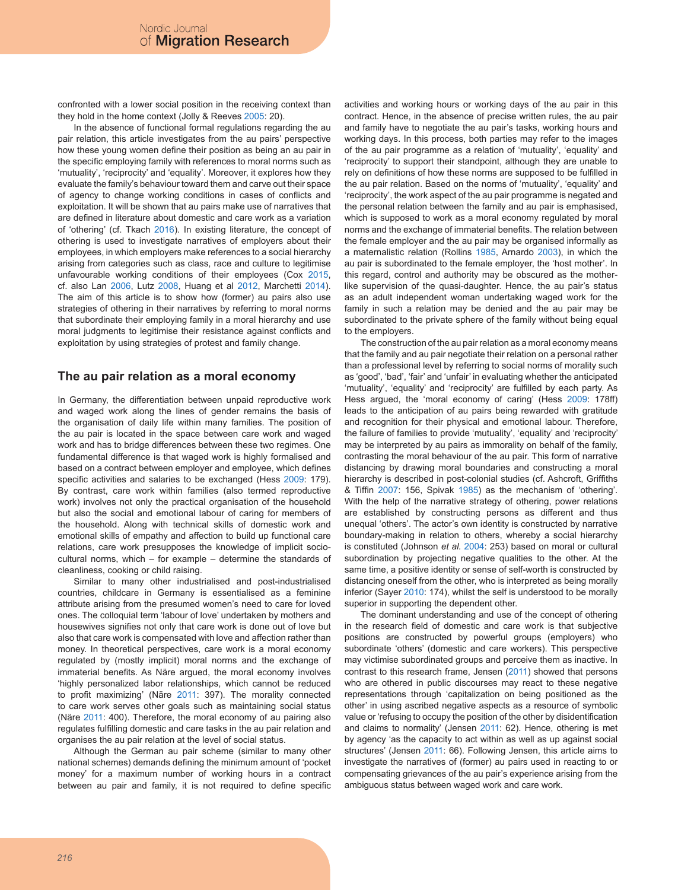confronted with a lower social position in the receiving context than they hold in the home context (Jolly & Reeves 2005: 20).

In the absence of functional formal regulations regarding the au pair relation, this article investigates from the au pairs' perspective how these young women define their position as being an au pair in the specific employing family with references to moral norms such as 'mutuality', 'reciprocity' and 'equality'. Moreover, it explores how they evaluate the family's behaviour toward them and carve out their space of agency to change working conditions in cases of conflicts and exploitation. It will be shown that au pairs make use of narratives that are defined in literature about domestic and care work as a variation of 'othering' (cf. Tkach 2016). In existing literature, the concept of othering is used to investigate narratives of employers about their employees, in which employers make references to a social hierarchy arising from categories such as class, race and culture to legitimise unfavourable working conditions of their employees (Cox 2015, cf. also Lan 2006, Lutz 2008, Huang et al 2012, Marchetti 2014). The aim of this article is to show how (former) au pairs also use strategies of othering in their narratives by referring to moral norms that subordinate their employing family in a moral hierarchy and use moral judgments to legitimise their resistance against conflicts and exploitation by using strategies of protest and family change.

## The au pair relation as a moral economy

In Germany, the differentiation between unpaid reproductive work and waged work along the lines of gender remains the basis of the organisation of daily life within many families. The position of the au pair is located in the space between care work and waged work and has to bridge differences between these two regimes. One fundamental difference is that waged work is highly formalised and based on a contract between employer and employee, which defines specific activities and salaries to be exchanged (Hess 2009: 179). By contrast, care work within families (also termed reproductive work) involves not only the practical organisation of the household but also the social and emotional labour of caring for members of the household. Along with technical skills of domestic work and emotional skills of empathy and affection to build up functional care relations, care work presupposes the knowledge of implicit socio-cultural norms, which – for example – determine the standards of cleanliness, cooking or child raising.

Similar to many other industrialised and post-industrialised countries, childcare in Germany is essentialised as a feminine attribute arising from the presumed women's need to care for loved ones. The colloquial term 'labour of love' undertaken by mothers and housewives signifies not only that care work is done out of love but also that care work is compensated with love and affection rather than money. In theoretical perspectives, care work is a moral economy regulated by (mostly implicit) moral norms and the exchange of immaterial benefits. As Näre argued, the moral economy involves 'highly personalized labor relationships, which cannot be reduced to profit maximizing' (Näre 2011: 397). The morality connected to care work serves other goals such as maintaining social status (Näre 2011: 400). Therefore, the moral economy of au pairing also regulates fulfilling domestic and care tasks in the au pair relation and organises the au pair relation at the level of social status.

Although the German au pair scheme (similar to many other national schemes) demands defining the minimum amount of 'pocket money' for a maximum number of working hours in a contract between au pair and family, it is not required to define specific activities and working hours or working days of the au pair in this contract. Hence, in the absence of precise written rules, the au pair and family have to negotiate the au pair's tasks, working hours and working days. In this process, both parties may refer to the images of the au pair programme as a relation of 'mutuality', 'equality' and 'reciprocity' to support their standpoint, although they are unable to rely on definitions of how these norms are supposed to be fulfilled in the au pair relation. Based on the norms of 'mutuality', 'equality' and 'reciprocity', the work aspect of the au pair programme is negated and the personal relation between the family and au pair is emphasised, which is supposed to work as a moral economy regulated by moral norms and the exchange of immaterial benefits. The relation between the female employer and the au pair may be organised informally as a maternalistic relation (Rollins 1985, Arnardo 2003), in which the au pair is subordinated to the female employer, the 'host mother'. In this regard, control and authority may be obscured as the mother-like supervision of the quasi-daughter. Hence, the au pair's status as an adult independent woman undertaking waged work for the family in such a relation may be denied and the au pair may be subordinated to the private sphere of the family without being equal to the employers.

The construction of the au pair relation as a moral economy means that the family and au pair negotiate their relation on a personal rather than a professional level by referring to social norms of morality such as 'good', 'bad', 'fair' and 'unfair' in evaluating whether the anticipated 'mutuality', 'equality' and 'reciprocity' are fulfilled by each party. As Hess argued, the 'moral economy of caring' (Hess 2009: 178ff) leads to the anticipation of au pairs being rewarded with gratitude and recognition for their physical and emotional labour. Therefore, the failure of families to provide 'mutuality', 'equality' and 'reciprocity' may be interpreted by au pairs as immorality on behalf of the family, contrasting the moral behaviour of the au pair. This form of narrative distancing by drawing moral boundaries and constructing a moral hierarchy is described in post-colonial studies (cf. Ashcroft, Griffiths & Tiffin 2007: 156, Spivak 1985) as the mechanism of 'othering'. With the help of the narrative strategy of othering, power relations are established by constructing persons as different and thus unequal 'others'. The actor's own identity is constructed by narrative boundary-making in relation to others, whereby a social hierarchy is constituted (Johnson *et al.* 2004: 253) based on moral or cultural subordination by projecting negative qualities to the other. At the same time, a positive identity or sense of self-worth is constructed by distancing oneself from the other, who is interpreted as being morally inferior (Sayer 2010: 174), whilst the self is understood to be morally superior in supporting the dependent other.

The dominant understanding and use of the concept of othering in the research field of domestic and care work is that subjective positions are constructed by powerful groups (employers) who subordinate 'others' (domestic and care workers). This perspective may victimise subordinated groups and perceive them as inactive. In contrast to this research frame, Jensen (2011) showed that persons who are othered in public discourses may react to these negative representations through 'capitalization on being positioned as the other' in using ascribed negative aspects as a resource of symbolic value or 'refusing to occupy the position of the other by disidentification and claims to normality' (Jensen 2011: 62). Hence, othering is met by agency 'as the capacity to act within as well as up against social structures' (Jensen 2011: 66). Following Jensen, this article aims to investigate the narratives of (former) au pairs used in reacting to or compensating grievances of the au pair's experience arising from the ambiguous status between waged work and care work.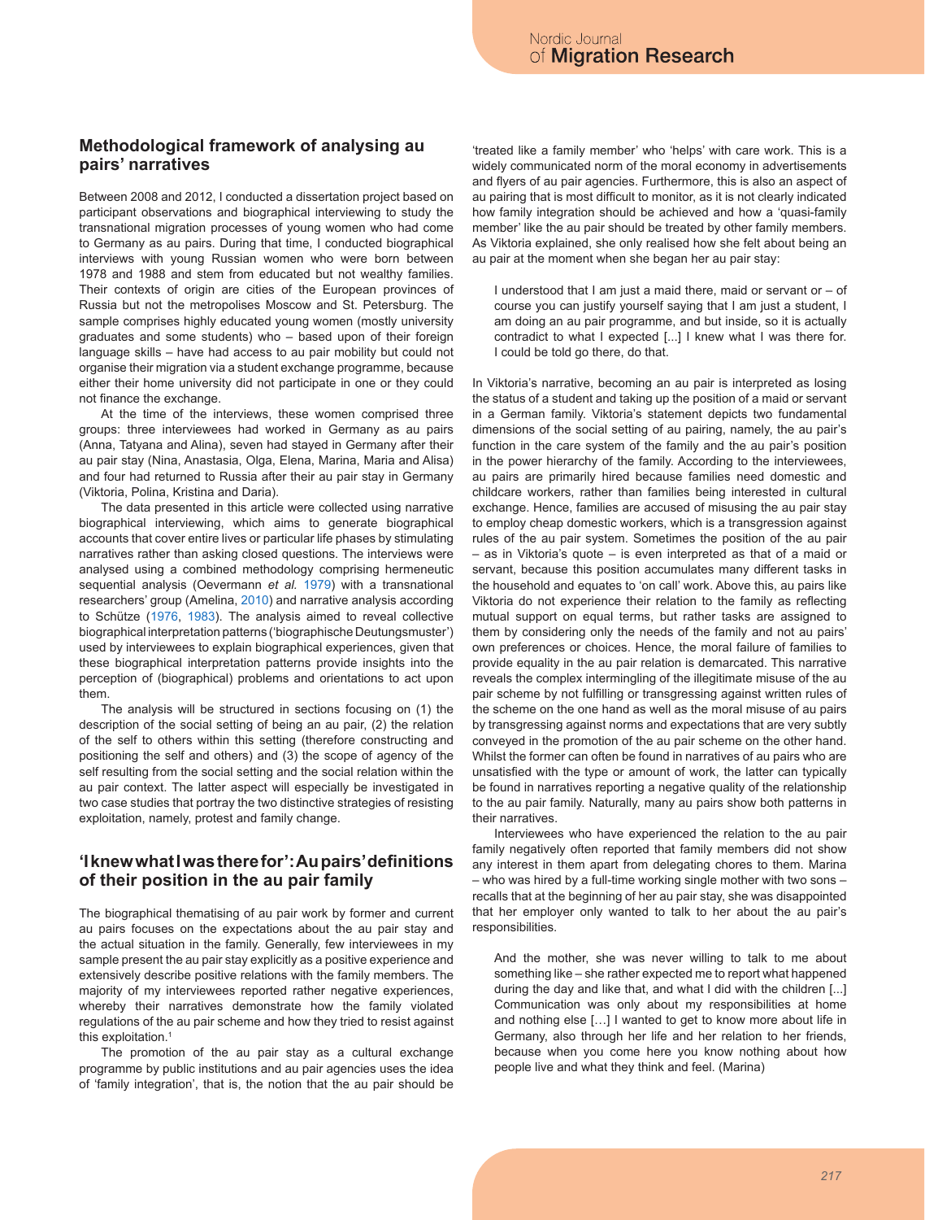## Methodological framework of analysing au pairs' narratives

Between 2008 and 2012, I conducted a dissertation project based on participant observations and biographical interviewing to study the transnational migration processes of young women who had come to Germany as au pairs. During that time, I conducted biographical interviews with young Russian women who were born between 1978 and 1988 and stem from educated but not wealthy families. Their contexts of origin are cities of the European provinces of Russia but not the metropolises Moscow and St. Petersburg. The sample comprises highly educated young women (mostly university graduates and some students) who – based upon of their foreign language skills – have had access to au pair mobility but could not organise their migration via a student exchange programme, because either their home university did not participate in one or they could not finance the exchange.

At the time of the interviews, these women comprised three groups: three interviewees had worked in Germany as au pairs (Anna, Tatyana and Alina), seven had stayed in Germany after their au pair stay (Nina, Anastasia, Olga, Elena, Marina, Maria and Alisa) and four had returned to Russia after their au pair stay in Germany (Viktoria, Polina, Kristina and Daria).

The data presented in this article were collected using narrative biographical interviewing, which aims to generate biographical accounts that cover entire lives or particular life phases by stimulating narratives rather than asking closed questions. The interviews were analysed using a combined methodology comprising hermeneutic sequential analysis (Oevermann *et al.* 1979) with a transnational researchers' group (Amelina, 2010) and narrative analysis according to Schütze (1976, 1983). The analysis aimed to reveal collective biographical interpretation patterns ('biographische Deutungsmuster') used by interviewees to explain biographical experiences, given that these biographical interpretation patterns provide insights into the perception of (biographical) problems and orientations to act upon them.

The analysis will be structured in sections focusing on (1) the description of the social setting of being an au pair, (2) the relation of the self to others within this setting (therefore constructing and positioning the self and others) and (3) the scope of agency of the self resulting from the social setting and the social relation within the au pair context. The latter aspect will especially be investigated in two case studies that portray the two distinctive strategies of resisting exploitation, namely, protest and family change.

## 'I knew what I was there for': Au pairs' definitions of their position in the au pair family

The biographical thematising of au pair work by former and current au pairs focuses on the expectations about the au pair stay and the actual situation in the family. Generally, few interviewees in my sample present the au pair stay explicitly as a positive experience and extensively describe positive relations with the family members. The majority of my interviewees reported rather negative experiences, whereby their narratives demonstrate how the family violated regulations of the au pair scheme and how they tried to resist against this exploitation.[1]

The promotion of the au pair stay as a cultural exchange programme by public institutions and au pair agencies uses the idea of 'family integration', that is, the notion that the au pair should be 'treated like a family member' who 'helps' with care work. This is a widely communicated norm of the moral economy in advertisements and flyers of au pair agencies. Furthermore, this is also an aspect of au pairing that is most difficult to monitor, as it is not clearly indicated how family integration should be achieved and how a 'quasi-family member' like the au pair should be treated by other family members. As Viktoria explained, she only realised how she felt about being an au pair at the moment when she began her au pair stay:

> I understood that I am just a maid there, maid or servant or – of course you can justify yourself saying that I am just a student, I am doing an au pair programme, and but inside, so it is actually contradict to what I expected [...] I knew what I was there for. I could be told go there, do that.

In Viktoria's narrative, becoming an au pair is interpreted as losing the status of a student and taking up the position of a maid or servant in a German family. Viktoria's statement depicts two fundamental dimensions of the social setting of au pairing, namely, the au pair's function in the care system of the family and the au pair's position in the power hierarchy of the family. According to the interviewees, au pairs are primarily hired because families need domestic and childcare workers, rather than families being interested in cultural exchange. Hence, families are accused of misusing the au pair stay to employ cheap domestic workers, which is a transgression against rules of the au pair system. Sometimes the position of the au pair – as in Viktoria's quote – is even interpreted as that of a maid or servant, because this position accumulates many different tasks in the household and equates to 'on call' work. Above this, au pairs like Viktoria do not experience their relation to the family as reflecting mutual support on equal terms, but rather tasks are assigned to them by considering only the needs of the family and not au pairs' own preferences or choices. Hence, the moral failure of families to provide equality in the au pair relation is demarcated. This narrative reveals the complex intermingling of the illegitimate misuse of the au pair scheme by not fulfilling or transgressing against written rules of the scheme on the one hand as well as the moral misuse of au pairs by transgressing against norms and expectations that are very subtly conveyed in the promotion of the au pair scheme on the other hand. Whilst the former can often be found in narratives of au pairs who are unsatisfied with the type or amount of work, the latter can typically be found in narratives reporting a negative quality of the relationship to the au pair family. Naturally, many au pairs show both patterns in their narratives.

Interviewees who have experienced the relation to the au pair family negatively often reported that family members did not show any interest in them apart from delegating chores to them. Marina – who was hired by a full-time working single mother with two sons – recalls that at the beginning of her au pair stay, she was disappointed that her employer only wanted to talk to her about the au pair's responsibilities.

> And the mother, she was never willing to talk to me about something like – she rather expected me to report what happened during the day and like that, and what I did with the children [...] Communication was only about my responsibilities at home and nothing else […] I wanted to get to know more about life in Germany, also through her life and her relation to her friends, because when you come here you know nothing about how people live and what they think and feel. (Marina)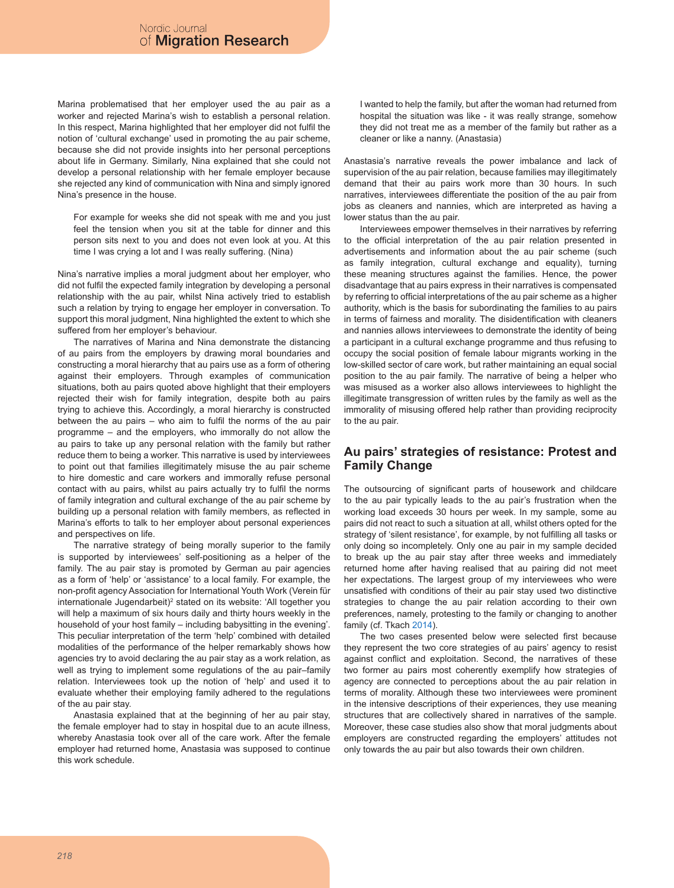Marina problematised that her employer used the au pair as a worker and rejected Marina's wish to establish a personal relation. In this respect, Marina highlighted that her employer did not fulfil the notion of 'cultural exchange' used in promoting the au pair scheme, because she did not provide insights into her personal perceptions about life in Germany. Similarly, Nina explained that she could not develop a personal relationship with her female employer because she rejected any kind of communication with Nina and simply ignored Nina's presence in the house.

> For example for weeks she did not speak with me and you just feel the tension when you sit at the table for dinner and this person sits next to you and does not even look at you. At this time I was crying a lot and I was really suffering. (Nina)

Nina's narrative implies a moral judgment about her employer, who did not fulfil the expected family integration by developing a personal relationship with the au pair, whilst Nina actively tried to establish such a relation by trying to engage her employer in conversation. To support this moral judgment, Nina highlighted the extent to which she suffered from her employer's behaviour.

The narratives of Marina and Nina demonstrate the distancing of au pairs from the employers by drawing moral boundaries and constructing a moral hierarchy that au pairs use as a form of othering against their employers. Through examples of communication situations, both au pairs quoted above highlight that their employers rejected their wish for family integration, despite both au pairs trying to achieve this. Accordingly, a moral hierarchy is constructed between the au pairs – who aim to fulfil the norms of the au pair programme – and the employers, who immorally do not allow the au pairs to take up any personal relation with the family but rather reduce them to being a worker. This narrative is used by interviewees to point out that families illegitimately misuse the au pair scheme to hire domestic and care workers and immorally refuse personal contact with au pairs, whilst au pairs actually try to fulfil the norms of family integration and cultural exchange of the au pair scheme by building up a personal relation with family members, as reflected in Marina's efforts to talk to her employer about personal experiences and perspectives on life.

The narrative strategy of being morally superior to the family is supported by interviewees' self-positioning as a helper of the family. The au pair stay is promoted by German au pair agencies as a form of 'help' or 'assistance' to a local family. For example, the non-profit agency Association for International Youth Work (Verein für internationale Jugendarbeit)[2] stated on its website: 'All together you will help a maximum of six hours daily and thirty hours weekly in the household of your host family – including babysitting in the evening'. This peculiar interpretation of the term 'help' combined with detailed modalities of the performance of the helper remarkably shows how agencies try to avoid declaring the au pair stay as a work relation, as well as trying to implement some regulations of the au pair–family relation. Interviewees took up the notion of 'help' and used it to evaluate whether their employing family adhered to the regulations of the au pair stay.

Anastasia explained that at the beginning of her au pair stay, the female employer had to stay in hospital due to an acute illness, whereby Anastasia took over all of the care work. After the female employer had returned home, Anastasia was supposed to continue this work schedule.

> I wanted to help the family, but after the woman had returned from hospital the situation was like - it was really strange, somehow they did not treat me as a member of the family but rather as a cleaner or like a nanny. (Anastasia)

Anastasia's narrative reveals the power imbalance and lack of supervision of the au pair relation, because families may illegitimately demand that their au pairs work more than 30 hours. In such narratives, interviewees differentiate the position of the au pair from jobs as cleaners and nannies, which are interpreted as having a lower status than the au pair.

Interviewees empower themselves in their narratives by referring to the official interpretation of the au pair relation presented in advertisements and information about the au pair scheme (such as family integration, cultural exchange and equality), turning these meaning structures against the families. Hence, the power disadvantage that au pairs express in their narratives is compensated by referring to official interpretations of the au pair scheme as a higher authority, which is the basis for subordinating the families to au pairs in terms of fairness and morality. The disidentification with cleaners and nannies allows interviewees to demonstrate the identity of being a participant in a cultural exchange programme and thus refusing to occupy the social position of female labour migrants working in the low-skilled sector of care work, but rather maintaining an equal social position to the au pair family. The narrative of being a helper who was misused as a worker also allows interviewees to highlight the illegitimate transgression of written rules by the family as well as the immorality of misusing offered help rather than providing reciprocity to the au pair.

## Au pairs' strategies of resistance: Protest and Family Change

The outsourcing of significant parts of housework and childcare to the au pair typically leads to the au pair's frustration when the working load exceeds 30 hours per week. In my sample, some au pairs did not react to such a situation at all, whilst others opted for the strategy of 'silent resistance', for example, by not fulfilling all tasks or only doing so incompletely. Only one au pair in my sample decided to break up the au pair stay after three weeks and immediately returned home after having realised that au pairing did not meet her expectations. The largest group of my interviewees who were unsatisfied with conditions of their au pair stay used two distinctive strategies to change the au pair relation according to their own preferences, namely, protesting to the family or changing to another family (cf. Tkach 2014).

The two cases presented below were selected first because they represent the two core strategies of au pairs' agency to resist against conflict and exploitation. Second, the narratives of these two former au pairs most coherently exemplify how strategies of agency are connected to perceptions about the au pair relation in terms of morality. Although these two interviewees were prominent in the intensive descriptions of their experiences, they use meaning structures that are collectively shared in narratives of the sample. Moreover, these case studies also show that moral judgments about employers are constructed regarding the employers' attitudes not only towards the au pair but also towards their own children.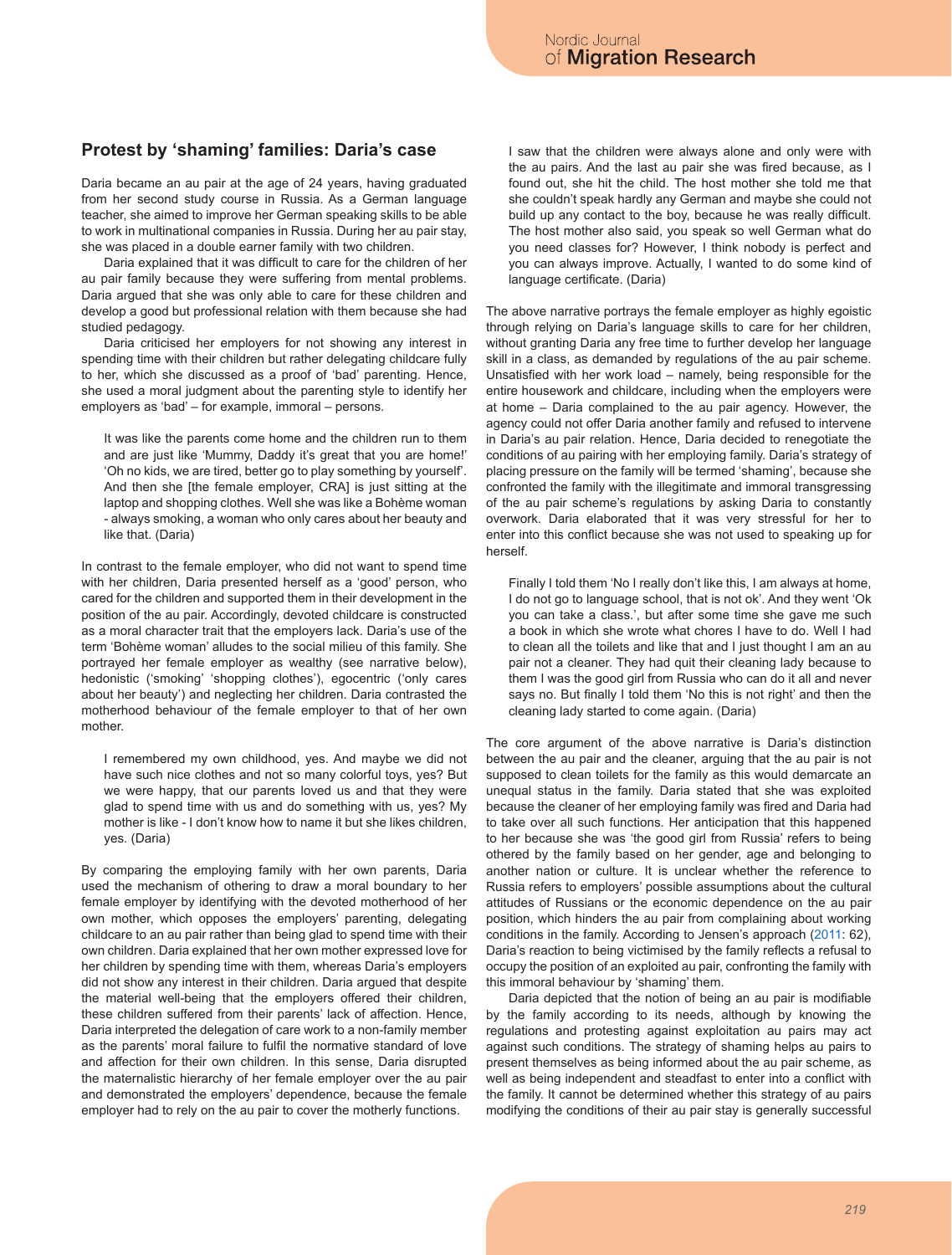## Protest by 'shaming' families: Daria's case

Daria became an au pair at the age of 24 years, having graduated from her second study course in Russia. As a German language teacher, she aimed to improve her German speaking skills to be able to work in multinational companies in Russia. During her au pair stay, she was placed in a double earner family with two children.

Daria explained that it was difficult to care for the children of her au pair family because they were suffering from mental problems. Daria argued that she was only able to care for these children and develop a good but professional relation with them because she had studied pedagogy.

Daria criticised her employers for not showing any interest in spending time with their children but rather delegating childcare fully to her, which she discussed as a proof of 'bad' parenting. Hence, she used a moral judgment about the parenting style to identify her employers as 'bad' – for example, immoral – persons.

> It was like the parents come home and the children run to them and are just like 'Mummy, Daddy it's great that you are home!' 'Oh no kids, we are tired, better go to play something by yourself'. And then she [the female employer, CRA] is just sitting at the laptop and shopping clothes. Well she was like a Bohème woman - always smoking, a woman who only cares about her beauty and like that. (Daria)

In contrast to the female employer, who did not want to spend time with her children, Daria presented herself as a 'good' person, who cared for the children and supported them in their development in the position of the au pair. Accordingly, devoted childcare is constructed as a moral character trait that the employers lack. Daria's use of the term 'Bohème woman' alludes to the social milieu of this family. She portrayed her female employer as wealthy (see narrative below), hedonistic ('smoking' 'shopping clothes'), egocentric ('only cares about her beauty') and neglecting her children. Daria contrasted the motherhood behaviour of the female employer to that of her own mother.

> I remembered my own childhood, yes. And maybe we did not have such nice clothes and not so many colorful toys, yes? But we were happy, that our parents loved us and that they were glad to spend time with us and do something with us, yes? My mother is like - I don't know how to name it but she likes children, yes. (Daria)

By comparing the employing family with her own parents, Daria used the mechanism of othering to draw a moral boundary to her female employer by identifying with the devoted motherhood of her own mother, which opposes the employers' parenting, delegating childcare to an au pair rather than being glad to spend time with their own children. Daria explained that her own mother expressed love for her children by spending time with them, whereas Daria's employers did not show any interest in their children. Daria argued that despite the material well-being that the employers offered their children, these children suffered from their parents' lack of affection. Hence, Daria interpreted the delegation of care work to a non-family member as the parents' moral failure to fulfil the normative standard of love and affection for their own children. In this sense, Daria disrupted the maternalistic hierarchy of her female employer over the au pair and demonstrated the employers' dependence, because the female employer had to rely on the au pair to cover the motherly functions.

> I saw that the children were always alone and only were with the au pairs. And the last au pair she was fired because, as I found out, she hit the child. The host mother she told me that she couldn't speak hardly any German and maybe she could not build up any contact to the boy, because he was really difficult. The host mother also said, you speak so well German what do you need classes for? However, I think nobody is perfect and you can always improve. Actually, I wanted to do some kind of language certificate. (Daria)

The above narrative portrays the female employer as highly egoistic through relying on Daria's language skills to care for her children, without granting Daria any free time to further develop her language skill in a class, as demanded by regulations of the au pair scheme. Unsatisfied with her work load – namely, being responsible for the entire housework and childcare, including when the employers were at home – Daria complained to the au pair agency. However, the agency could not offer Daria another family and refused to intervene in Daria's au pair relation. Hence, Daria decided to renegotiate the conditions of au pairing with her employing family. Daria's strategy of placing pressure on the family will be termed 'shaming', because she confronted the family with the illegitimate and immoral transgressing of the au pair scheme's regulations by asking Daria to constantly overwork. Daria elaborated that it was very stressful for her to enter into this conflict because she was not used to speaking up for herself.

> Finally I told them 'No I really don't like this, I am always at home, I do not go to language school, that is not ok'. And they went 'Ok you can take a class.', but after some time she gave me such a book in which she wrote what chores I have to do. Well I had to clean all the toilets and like that and I just thought I am an au pair not a cleaner. They had quit their cleaning lady because to them I was the good girl from Russia who can do it all and never says no. But finally I told them 'No this is not right' and then the cleaning lady started to come again. (Daria)

The core argument of the above narrative is Daria's distinction between the au pair and the cleaner, arguing that the au pair is not supposed to clean toilets for the family as this would demarcate an unequal status in the family. Daria stated that she was exploited because the cleaner of her employing family was fired and Daria had to take over all such functions. Her anticipation that this happened to her because she was 'the good girl from Russia' refers to being othered by the family based on her gender, age and belonging to another nation or culture. It is unclear whether the reference to Russia refers to employers' possible assumptions about the cultural attitudes of Russians or the economic dependence on the au pair position, which hinders the au pair from complaining about working conditions in the family. According to Jensen's approach (2011: 62), Daria's reaction to being victimised by the family reflects a refusal to occupy the position of an exploited au pair, confronting the family with this immoral behaviour by 'shaming' them.

Daria depicted that the notion of being an au pair is modifiable by the family according to its needs, although by knowing the regulations and protesting against exploitation au pairs may act against such conditions. The strategy of shaming helps au pairs to present themselves as being informed about the au pair scheme, as well as being independent and steadfast to enter into a conflict with the family. It cannot be determined whether this strategy of au pairs modifying the conditions of their au pair stay is generally successful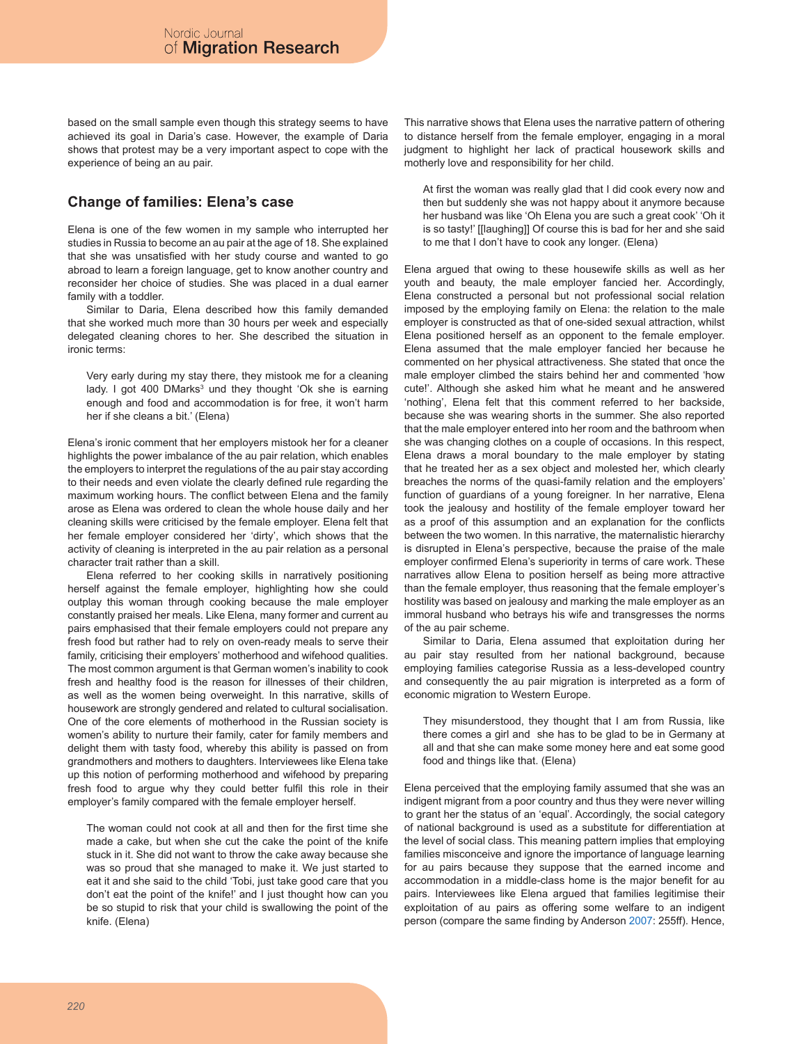based on the small sample even though this strategy seems to have achieved its goal in Daria's case. However, the example of Daria shows that protest may be a very important aspect to cope with the experience of being an au pair.

## Change of families: Elena's case

Elena is one of the few women in my sample who interrupted her studies in Russia to become an au pair at the age of 18. She explained that she was unsatisfied with her study course and wanted to go abroad to learn a foreign language, get to know another country and reconsider her choice of studies. She was placed in a dual earner family with a toddler.

Similar to Daria, Elena described how this family demanded that she worked much more than 30 hours per week and especially delegated cleaning chores to her. She described the situation in ironic terms:

> Very early during my stay there, they mistook me for a cleaning lady. I got 400 DMarks[3] und they thought 'Ok she is earning enough and food and accommodation is for free, it won't harm her if she cleans a bit.' (Elena)

Elena's ironic comment that her employers mistook her for a cleaner highlights the power imbalance of the au pair relation, which enables the employers to interpret the regulations of the au pair stay according to their needs and even violate the clearly defined rule regarding the maximum working hours. The conflict between Elena and the family arose as Elena was ordered to clean the whole house daily and her cleaning skills were criticised by the female employer. Elena felt that her female employer considered her 'dirty', which shows that the activity of cleaning is interpreted in the au pair relation as a personal character trait rather than a skill.

Elena referred to her cooking skills in narratively positioning herself against the female employer, highlighting how she could outplay this woman through cooking because the male employer constantly praised her meals. Like Elena, many former and current au pairs emphasised that their female employers could not prepare any fresh food but rather had to rely on oven-ready meals to serve their family, criticising their employers' motherhood and wifehood qualities. The most common argument is that German women's inability to cook fresh and healthy food is the reason for illnesses of their children, as well as the women being overweight. In this narrative, skills of housework are strongly gendered and related to cultural socialisation. One of the core elements of motherhood in the Russian society is women's ability to nurture their family, cater for family members and delight them with tasty food, whereby this ability is passed on from grandmothers and mothers to daughters. Interviewees like Elena take up this notion of performing motherhood and wifehood by preparing fresh food to argue why they could better fulfil this role in their employer's family compared with the female employer herself.

> The woman could not cook at all and then for the first time she made a cake, but when she cut the cake the point of the knife stuck in it. She did not want to throw the cake away because she was so proud that she managed to make it. We just started to eat it and she said to the child 'Tobi, just take good care that you don't eat the point of the knife!' and I just thought how can you be so stupid to risk that your child is swallowing the point of the knife. (Elena)

This narrative shows that Elena uses the narrative pattern of othering to distance herself from the female employer, engaging in a moral judgment to highlight her lack of practical housework skills and motherly love and responsibility for her child.

> At first the woman was really glad that I did cook every now and then but suddenly she was not happy about it anymore because her husband was like 'Oh Elena you are such a great cook' 'Oh it is so tasty!' [[laughing]] Of course this is bad for her and she said to me that I don't have to cook any longer. (Elena)

Elena argued that owing to these housewife skills as well as her youth and beauty, the male employer fancied her. Accordingly, Elena constructed a personal but not professional social relation imposed by the employing family on Elena: the relation to the male employer is constructed as that of one-sided sexual attraction, whilst Elena positioned herself as an opponent to the female employer. Elena assumed that the male employer fancied her because he commented on her physical attractiveness. She stated that once the male employer climbed the stairs behind her and commented 'how cute!'. Although she asked him what he meant and he answered 'nothing', Elena felt that this comment referred to her backside, because she was wearing shorts in the summer. She also reported that the male employer entered into her room and the bathroom when she was changing clothes on a couple of occasions. In this respect, Elena draws a moral boundary to the male employer by stating that he treated her as a sex object and molested her, which clearly breaches the norms of the quasi-family relation and the employers' function of guardians of a young foreigner. In her narrative, Elena took the jealousy and hostility of the female employer toward her as a proof of this assumption and an explanation for the conflicts between the two women. In this narrative, the maternalistic hierarchy is disrupted in Elena's perspective, because the praise of the male employer confirmed Elena's superiority in terms of care work. These narratives allow Elena to position herself as being more attractive than the female employer, thus reasoning that the female employer's hostility was based on jealousy and marking the male employer as an immoral husband who betrays his wife and transgresses the norms of the au pair scheme.

Similar to Daria, Elena assumed that exploitation during her au pair stay resulted from her national background, because employing families categorise Russia as a less-developed country and consequently the au pair migration is interpreted as a form of economic migration to Western Europe.

> They misunderstood, they thought that I am from Russia, like there comes a girl and she has to be glad to be in Germany at all and that she can make some money here and eat some good food and things like that. (Elena)

Elena perceived that the employing family assumed that she was an indigent migrant from a poor country and thus they were never willing to grant her the status of an 'equal'. Accordingly, the social category of national background is used as a substitute for differentiation at the level of social class. This meaning pattern implies that employing families misconceive and ignore the importance of language learning for au pairs because they suppose that the earned income and accommodation in a middle-class home is the major benefit for au pairs. Interviewees like Elena argued that families legitimise their exploitation of au pairs as offering some welfare to an indigent person (compare the same finding by Anderson 2007: 255ff). Hence,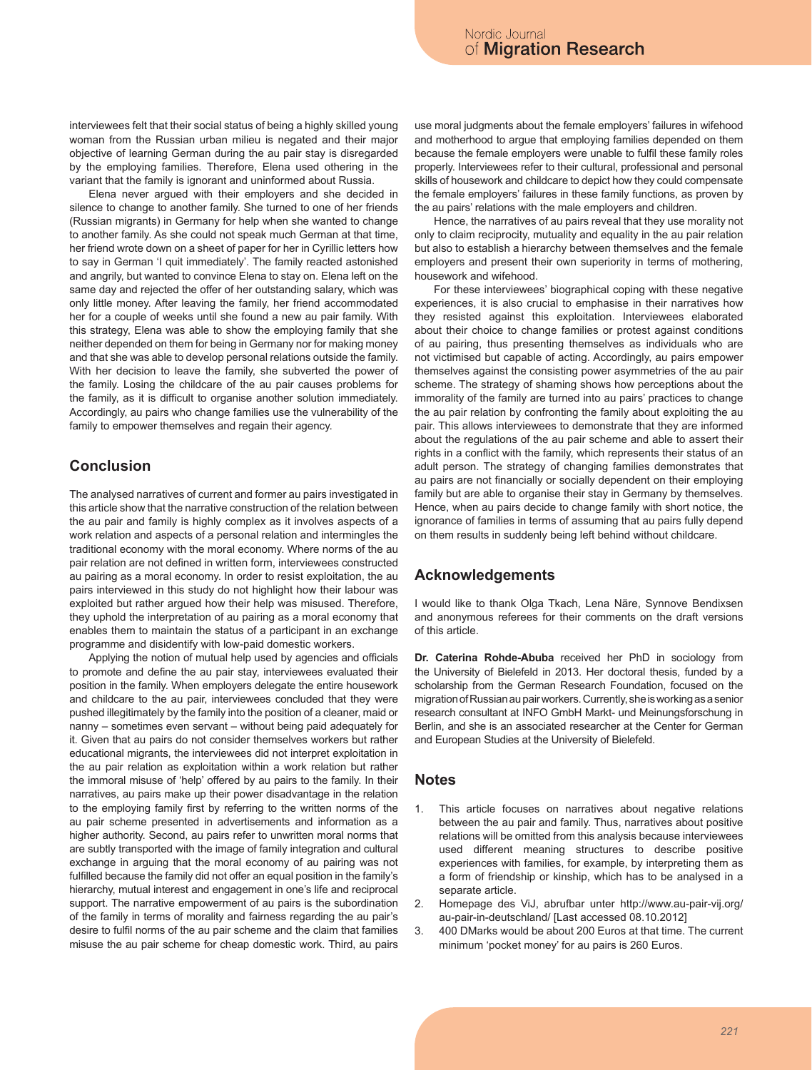interviewees felt that their social status of being a highly skilled young woman from the Russian urban milieu is negated and their major objective of learning German during the au pair stay is disregarded by the employing families. Therefore, Elena used othering in the variant that the family is ignorant and uninformed about Russia.

Elena never argued with their employers and she decided in silence to change to another family. She turned to one of her friends (Russian migrants) in Germany for help when she wanted to change to another family. As she could not speak much German at that time, her friend wrote down on a sheet of paper for her in Cyrillic letters how to say in German 'I quit immediately'. The family reacted astonished and angrily, but wanted to convince Elena to stay on. Elena left on the same day and rejected the offer of her outstanding salary, which was only little money. After leaving the family, her friend accommodated her for a couple of weeks until she found a new au pair family. With this strategy, Elena was able to show the employing family that she neither depended on them for being in Germany nor for making money and that she was able to develop personal relations outside the family. With her decision to leave the family, she subverted the power of the family. Losing the childcare of the au pair causes problems for the family, as it is difficult to organise another solution immediately. Accordingly, au pairs who change families use the vulnerability of the family to empower themselves and regain their agency.

## Conclusion

The analysed narratives of current and former au pairs investigated in this article show that the narrative construction of the relation between the au pair and family is highly complex as it involves aspects of a work relation and aspects of a personal relation and intermingles the traditional economy with the moral economy. Where norms of the au pair relation are not defined in written form, interviewees constructed au pairing as a moral economy. In order to resist exploitation, the au pairs interviewed in this study do not highlight how their labour was exploited but rather argued how their help was misused. Therefore, they uphold the interpretation of au pairing as a moral economy that enables them to maintain the status of a participant in an exchange programme and disidentify with low-paid domestic workers.

Applying the notion of mutual help used by agencies and officials to promote and define the au pair stay, interviewees evaluated their position in the family. When employers delegate the entire housework and childcare to the au pair, interviewees concluded that they were pushed illegitimately by the family into the position of a cleaner, maid or nanny – sometimes even servant – without being paid adequately for it. Given that au pairs do not consider themselves workers but rather educational migrants, the interviewees did not interpret exploitation in the au pair relation as exploitation within a work relation but rather the immoral misuse of 'help' offered by au pairs to the family. In their narratives, au pairs make up their power disadvantage in the relation to the employing family first by referring to the written norms of the au pair scheme presented in advertisements and information as a higher authority. Second, au pairs refer to unwritten moral norms that are subtly transported with the image of family integration and cultural exchange in arguing that the moral economy of au pairing was not fulfilled because the family did not offer an equal position in the family's hierarchy, mutual interest and engagement in one's life and reciprocal support. The narrative empowerment of au pairs is the subordination of the family in terms of morality and fairness regarding the au pair's desire to fulfil norms of the au pair scheme and the claim that families misuse the au pair scheme for cheap domestic work. Third, au pairs use moral judgments about the female employers' failures in wifehood and motherhood to argue that employing families depended on them because the female employers were unable to fulfil these family roles properly. Interviewees refer to their cultural, professional and personal skills of housework and childcare to depict how they could compensate the female employers' failures in these family functions, as proven by the au pairs' relations with the male employers and children.

Hence, the narratives of au pairs reveal that they use morality not only to claim reciprocity, mutuality and equality in the au pair relation but also to establish a hierarchy between themselves and the female employers and present their own superiority in terms of mothering, housework and wifehood.

For these interviewees' biographical coping with these negative experiences, it is also crucial to emphasise in their narratives how they resisted against this exploitation. Interviewees elaborated about their choice to change families or protest against conditions of au pairing, thus presenting themselves as individuals who are not victimised but capable of acting. Accordingly, au pairs empower themselves against the consisting power asymmetries of the au pair scheme. The strategy of shaming shows how perceptions about the immorality of the family are turned into au pairs' practices to change the au pair relation by confronting the family about exploiting the au pair. This allows interviewees to demonstrate that they are informed about the regulations of the au pair scheme and able to assert their rights in a conflict with the family, which represents their status of an adult person. The strategy of changing families demonstrates that au pairs are not financially or socially dependent on their employing family but are able to organise their stay in Germany by themselves. Hence, when au pairs decide to change family with short notice, the ignorance of families in terms of assuming that au pairs fully depend on them results in suddenly being left behind without childcare.

## Acknowledgements

I would like to thank Olga Tkach, Lena Näre, Synnove Bendixsen and anonymous referees for their comments on the draft versions of this article.

**Dr. Caterina Rohde-Abuba** received her PhD in sociology from the University of Bielefeld in 2013. Her doctoral thesis, funded by a scholarship from the German Research Foundation, focused on the migration of Russian au pair workers. Currently, she is working as a senior research consultant at INFO GmbH Markt- und Meinungsforschung in Berlin, and she is an associated researcher at the Center for German and European Studies at the University of Bielefeld.

## Notes

1. This article focuses on narratives about negative relations between the au pair and family. Thus, narratives about positive relations will be omitted from this analysis because interviewees used different meaning structures to describe positive experiences with families, for example, by interpreting them as a form of friendship or kinship, which has to be analysed in a separate article.
2. Homepage des ViJ, abrufbar unter http://www.au-pair-vij.org/au-pair-in-deutschland/ [Last accessed 08.10.2012]
3. 400 DMarks would be about 200 Euros at that time. The current minimum 'pocket money' for au pairs is 260 Euros.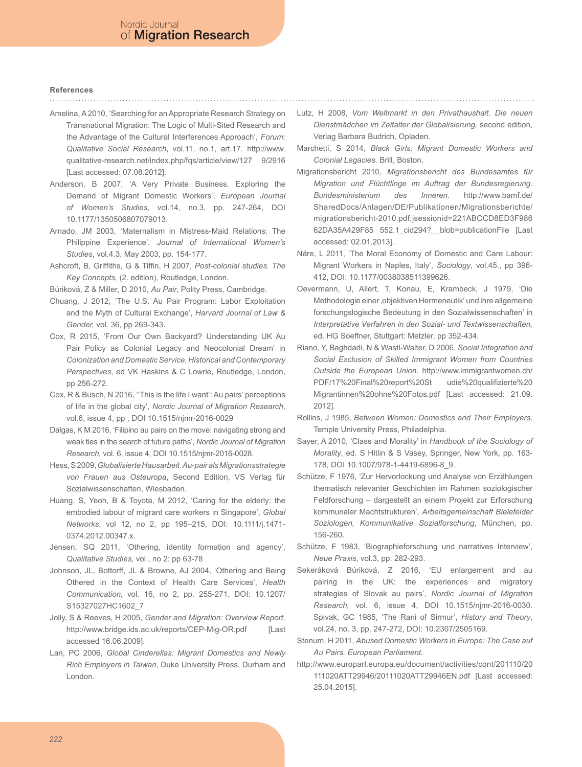#### References

Amelina, A 2010, 'Searching for an Appropriate Research Strategy on Transnational Migration: The Logic of Multi-Sited Research and the Advantage of the Cultural Interferences Approach', *Forum: Qualitative Social Research*, vol.11, no.1, art.17. http://www.qualitative-research.net/index.php/fqs/article/view/127 9/2916 [Last accessed: 07.08.2012].

Anderson, B 2007, 'A Very Private Business. Exploring the Demand of Migrant Domestic Workers', *European Journal of Women's Studies*, vol.14, no.3, pp. 247-264, DOI 10.1177/1350506807079013.

Arnado, JM 2003, 'Maternalism in Mistress-Maid Relations: The Philippine Experience', *Journal of International Women's Studies*, vol.4.3, May 2003, pp. 154-177.

Ashcroft, B, Griffiths, G & Tiffin, H 2007, *Post-colonial studies. The Key Concepts,* (2. edition), Routledge, London.

Búriková, Z & Miller, D 2010, *Au Pair*, Polity Press, Cambridge.

Chuang, J 2012, 'The U.S. Au Pair Program: Labor Exploitation and the Myth of Cultural Exchange', *Harvard Journal of Law & Gender,* vol. 36, pp 269-343.

Cox, R 2015, 'From Our Own Backyard? Understanding UK Au Pair Policy as Colonial Legacy and Neocolonial Dream' in *Colonization and Domestic Service. Historical and Contemporary Perspectives*, ed VK Haskins & C Lowrie, Routledge, London, pp 256-272.

Cox, R & Busch, N 2016, ''This is the life I want': Au pairs' perceptions of life in the global city', *Nordic Journal of Migration Research*, vol.6, issue 4, pp , DOI 10.1515/njmr-2016-0029

Dalgas, K M 2016, 'Filipino au pairs on the move: navigating strong and weak ties in the search of future paths', *Nordic Journal of Migration Research,* vol. 6, issue 4, DOI 10.1515/njmr-2016-0028.

Hess, S 2009, *Globalisierte Hausarbeit. Au-pair als Migrationsstrategie von Frauen aus Osteuropa*, Second Edition, VS Verlag für Sozialwissenschaften, Wiesbaden.

Huang, S, Yeoh, B & Toyota, M 2012, 'Caring for the elderly: the embodied labour of migrant care workers in Singapore', *Global Networks*, vol 12, no 2, pp 195–215, DOI: 10.1111/j.1471-0374.2012.00347.x.

Jensen, SQ 2011, 'Othering, identity formation and agency', *Qualitative Studies*, vol., no 2: pp 63-78

Johnson, JL, Bottorff, JL & Browne, AJ 2004, 'Othering and Being Othered in the Context of Health Care Services', *Health Communication,* vol. 16, no 2, pp. 255-271, DOI: 10.1207/S15327027HC1602_7

Jolly, S & Reeves, H 2005, *Gender and Migration: Overview Report,* http://www.bridge.ids.ac.uk/reports/CEP-Mig-OR.pdf [Last accessed 16.06.2009].

Lan, PC 2006, *Global Cinderellas: Migrant Domestics and Newly Rich Employers in Taiwan*, Duke University Press, Durham and London.

Lutz, H 2008, *Vom Weltmarkt in den Privathaushalt. Die neuen Dienstmädchen im Zeitalter der Globalisierung,* second edition, Verlag Barbara Budrich, Opladen.

Marchetti, S 2014, *Black Girls: Migrant Domestic Workers and Colonial Legacies.* Brill, Boston.

Migrationsbericht 2010, *Migrationsbericht des Bundesamtes für Migration und Flüchtlinge im Auftrag der Bundesregierung. Bundesministerium des Inneren*. http://www.bamf.de/SharedDocs/Anlagen/DE/Publikationen/Migrationsberichte/migrationsbericht-2010.pdf;jsessionid=221ABCCD8ED3F986 62DA35A429F85 552.1_cid294?__blob=publicationFile [Last accessed: 02.01.2013].

Näre, L 2011, 'The Moral Economy of Domestic and Care Labour: Migrant Workers in Naples, Italy', *Sociology*, vol.45., pp 396-412, DOI: 10.1177/0038038511399626.

Oevermann, U, Allert, T, Konau, E, Krambeck, J 1979, 'Die Methodologie einer ‚objektiven Hermeneutik' und ihre allgemeine forschungslogische Bedeutung in den Sozialwissenschaften' in *Interpretative Verfahren in den Sozial- und Textwissenschaften,* ed. HG Soeffner, Stuttgart: Metzler, pp 352-434.

Riano, Y, Baghdadi, N & Wastl-Walter, D 2006, *Social Integration and Social Exclusion of Skilled Immigrant Women from Countries Outside the European Union*. http://www.immigrantwomen.ch/PDF/17%20Final%20report%20St udie%20qualifizierte%20Migrantinnen%20ohne%20Fotos.pdf [Last accessed: 21.09. 2012].

Rollins, J 1985, *Between Women: Domestics and Their Employers,* Temple University Press, Philadelphia.

Sayer, A 2010, 'Class and Morality' in *Handbook of the Sociology of Morality*, ed. S Hitlin & S Vasey, Springer, New York, pp. 163-178, DOI 10.1007/978-1-4419-6896-8_9.

Schütze, F 1976, 'Zur Hervorlockung und Analyse von Erzählungen thematisch relevanter Geschichten im Rahmen soziologischer Feldforschung – dargestellt an einem Projekt zur Erforschung kommunaler Machtstrukturen', *Arbeitsgemeinschaft Bielefelder Soziologen, Kommunikative Sozialforschung*, München, pp. 156-260.

Schütze, F 1983, 'Biographieforschung und narratives Interview', *Neue Praxis*, vol.3, pp. 282-293.

Sekeráková Búriková, Z 2016, 'EU enlargement and au pairing in the UK: the experiences and migratory strategies of Slovak au pairs', *Nordic Journal of Migration Research,* vol. 6, issue 4, DOI 10.1515/njmr-2016-0030.

Spivak, GC 1985, 'The Rani of Sirmur', *History and Theory*, vol.24, no. 3, pp. 247-272, DOI: 10.2307/2505169.

Stenum, H 2011, *Abused Domestic Workers in Europe: The Case auf Au Pairs. European Parliament.*

http://www.europarl.europa.eu/document/activities/cont/201110/20111020ATT29946/20111020ATT29946EN.pdf [Last accessed: 25.04.2015].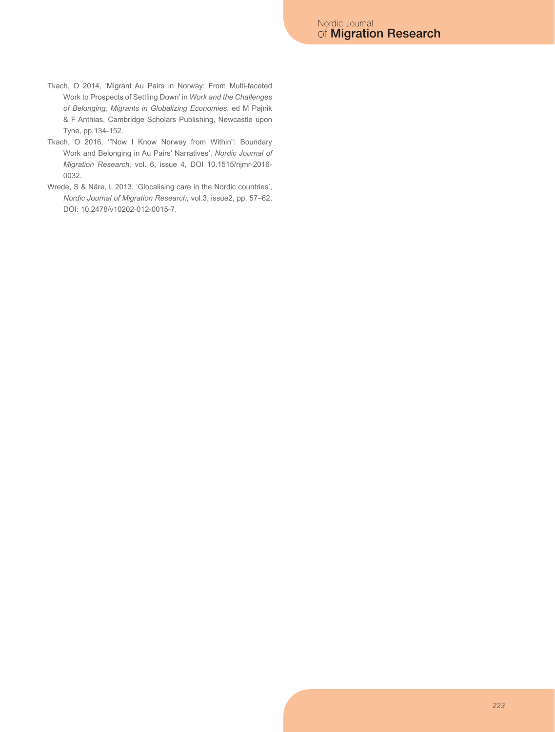Tkach, O 2014, 'Migrant Au Pairs in Norway: From Multi-faceted Work to Prospects of Settling Down' in *Work and the Challenges of Belonging: Migrants in Globalizing Economies*, ed M Pajnik & F Anthias, Cambridge Scholars Publishing, Newcastle upon Tyne, pp.134-152.

Tkach, O 2016, '"Now I Know Norway from Within": Boundary Work and Belonging in Au Pairs' Narratives', *Nordic Journal of Migration Research,* vol. 6, issue 4, DOI 10.1515/njmr-2016-0032.

Wrede, S & Näre, L 2013, 'Glocalising care in the Nordic countries', *Nordic Journal of Migration Research,* vol.3, issue2, pp. 57–62, DOI: 10.2478/v10202-012-0015-7.